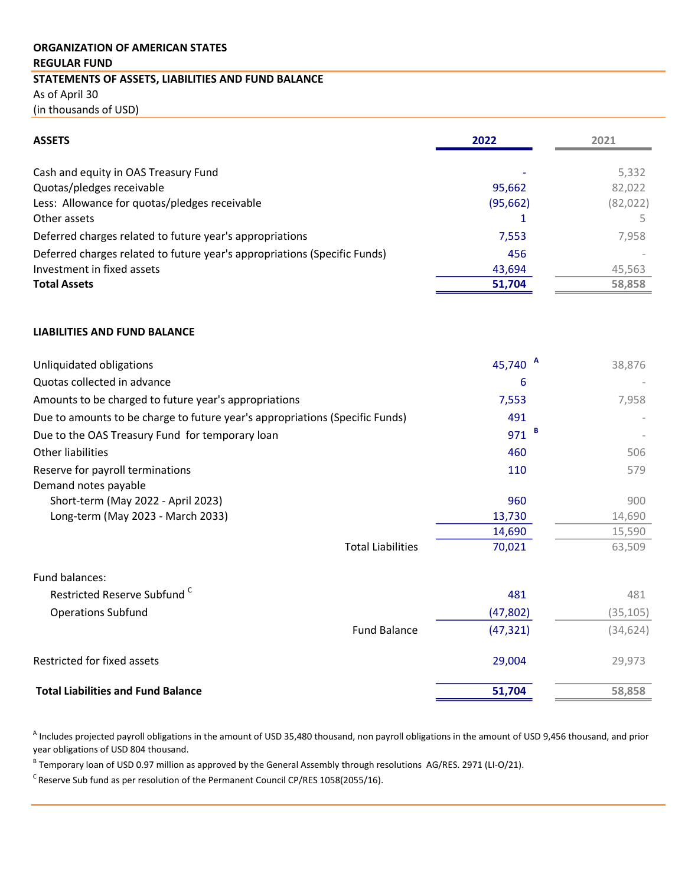**ORGANIZATION OF AMERICAN STATES**

**REGULAR FUND**

**STATEMENTS OF ASSETS, LIABILITIES AND FUND BALANCE**

As of April 30

(in thousands of USD)

| **ASSETS** | **2022** | **2021** |
|---|---|---|
| Cash and equity in OAS Treasury Fund | - | 5,332 |
| Quotas/pledges receivable | 95,662 | 82,022 |
| Less: Allowance for quotas/pledges receivable | (95,662) | (82,022) |
| Other assets | 1 | 5 |
| Deferred charges related to future year's appropriations | 7,553 | 7,958 |
| Deferred charges related to future year's appropriations (Specific Funds) | 456 | - |
| Investment in fixed assets | 43,694 | 45,563 |
| **Total Assets** | **51,704** | **58,858** |

| **LIABILITIES AND FUND BALANCE** | **2022** | **2021** |
|---|---|---|
| Unliquidated obligations | 45,740 [A] | 38,876 |
| Quotas collected in advance | 6 | - |
| Amounts to be charged to future year's appropriations | 7,553 | 7,958 |
| Due to amounts to be charge to future year's appropriations (Specific Funds) | 491 | - |
| Due to the OAS Treasury Fund for temporary loan | 971 [B] | - |
| Other liabilities | 460 | 506 |
| Reserve for payroll terminations | 110 | 579 |
| Demand notes payable | | |
| Short-term (May 2022 - April 2023) | 960 | 900 |
| Long-term (May 2023 - March 2033) | 13,730 | 14,690 |
| | 14,690 | 15,590 |
| Total Liabilities | 70,021 | 63,509 |
| Fund balances: | | |
| Restricted Reserve Subfund [C] | 481 | 481 |
| Operations Subfund | (47,802) | (35,105) |
| Fund Balance | (47,321) | (34,624) |
| Restricted for fixed assets | 29,004 | 29,973 |
| **Total Liabilities and Fund Balance** | **51,704** | **58,858** |

[A] Includes projected payroll obligations in the amount of USD 35,480 thousand, non payroll obligations in the amount of USD 9,456 thousand, and prior year obligations of USD 804 thousand.

[B] Temporary loan of USD 0.97 million as approved by the General Assembly through resolutions AG/RES. 2971 (LI-O/21).

[C] Reserve Sub fund as per resolution of the Permanent Council CP/RES 1058(2055/16).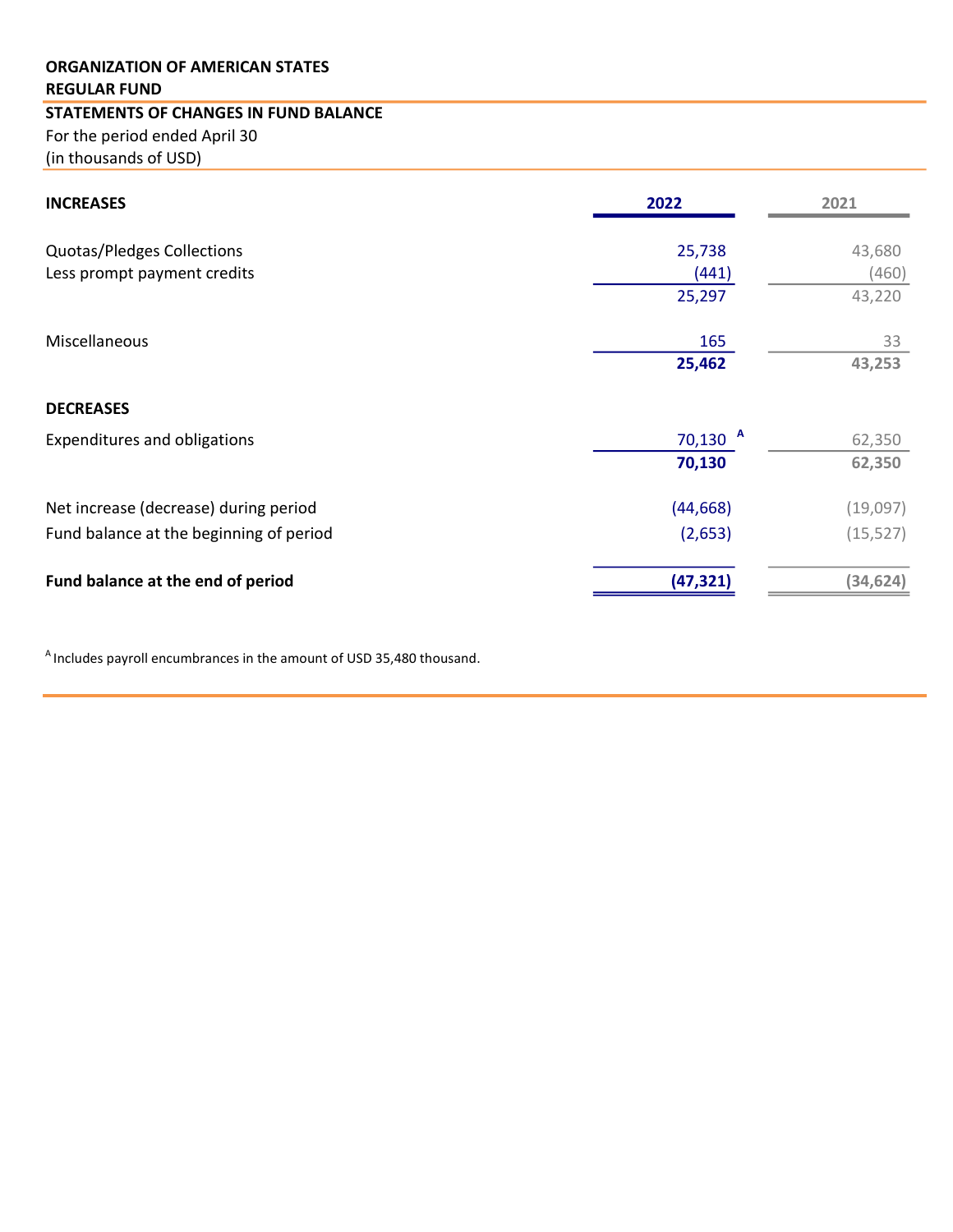**ORGANIZATION OF AMERICAN STATES**
**REGULAR FUND**

**STATEMENTS OF CHANGES IN FUND BALANCE**
For the period ended April 30
(in thousands of USD)

| **INCREASES** | **2022** | 2021 |
|---|---|---|
| Quotas/Pledges Collections | 25,738 | 43,680 |
| Less prompt payment credits | (441) | (460) |
| | 25,297 | 43,220 |
| Miscellaneous | 165 | 33 |
| | **25,462** | **43,253** |
| **DECREASES** | | |
| Expenditures and obligations | 70,130 [A] | 62,350 |
| | **70,130** | **62,350** |
| Net increase (decrease) during period | (44,668) | (19,097) |
| Fund balance at the beginning of period | (2,653) | (15,527) |
| **Fund balance at the end of period** | **(47,321)** | **(34,624)** |

[A] Includes payroll encumbrances in the amount of USD 35,480 thousand.